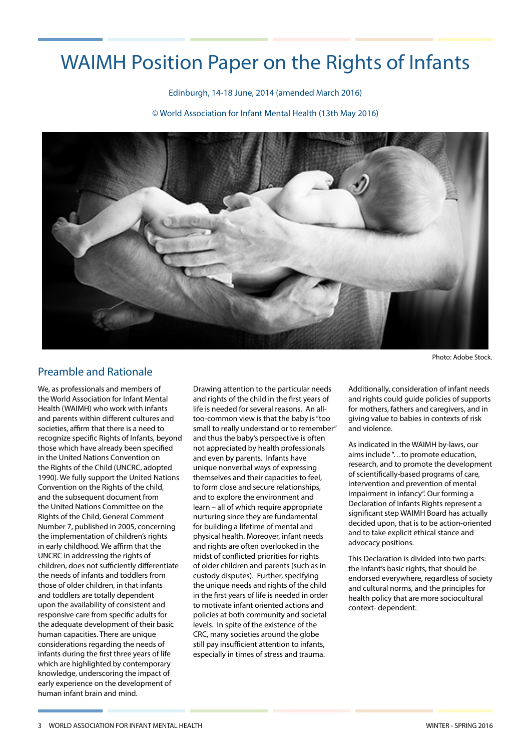# WAIMH Position Paper on the Rights of Infants

Edinburgh, 14-18 June, 2014 (amended March 2016)

© World Association for Infant Mental Health (13th May 2016)

Photo: Adobe Stock.

## Preamble and Rationale

We, as professionals and members of the World Association for Infant Mental Health (WAIMH) who work with infants and parents within different cultures and societies, affirm that there is a need to recognize specific Rights of Infants, beyond those which have already been specified in the United Nations Convention on the Rights of the Child (UNCRC, adopted 1990). We fully support the United Nations Convention on the Rights of the child, and the subsequent document from the United Nations Committee on the Rights of the Child, General Comment Number 7, published in 2005, concerning the implementation of children's rights in early childhood. We affirm that the UNCRC in addressing the rights of children, does not sufficiently differentiate the needs of infants and toddlers from those of older children, in that infants and toddlers are totally dependent upon the availability of consistent and responsive care from specific adults for the adequate development of their basic human capacities. There are unique considerations regarding the needs of infants during the first three years of life which are highlighted by contemporary knowledge, underscoring the impact of early experience on the development of human infant brain and mind.

Drawing attention to the particular needs and rights of the child in the first years of life is needed for several reasons. An all-too-common view is that the baby is "too small to really understand or to remember" and thus the baby's perspective is often not appreciated by health professionals and even by parents. Infants have unique nonverbal ways of expressing themselves and their capacities to feel, to form close and secure relationships, and to explore the environment and learn – all of which require appropriate nurturing since they are fundamental for building a lifetime of mental and physical health. Moreover, infant needs and rights are often overlooked in the midst of conflicted priorities for rights of older children and parents (such as in custody disputes). Further, specifying the unique needs and rights of the child in the first years of life is needed in order to motivate infant oriented actions and policies at both community and societal levels. In spite of the existence of the CRC, many societies around the globe still pay insufficient attention to infants, especially in times of stress and trauma.

Additionally, consideration of infant needs and rights could guide policies of supports for mothers, fathers and caregivers, and in giving value to babies in contexts of risk and violence.

As indicated in the WAIMH by-laws, our aims include "…to promote education, research, and to promote the development of scientifically-based programs of care, intervention and prevention of mental impairment in infancy". Our forming a Declaration of Infants Rights represent a significant step WAIMH Board has actually decided upon, that is to be action-oriented and to take explicit ethical stance and advocacy positions.

This Declaration is divided into two parts: the Infant's basic rights, that should be endorsed everywhere, regardless of society and cultural norms, and the principles for health policy that are more sociocultural context- dependent.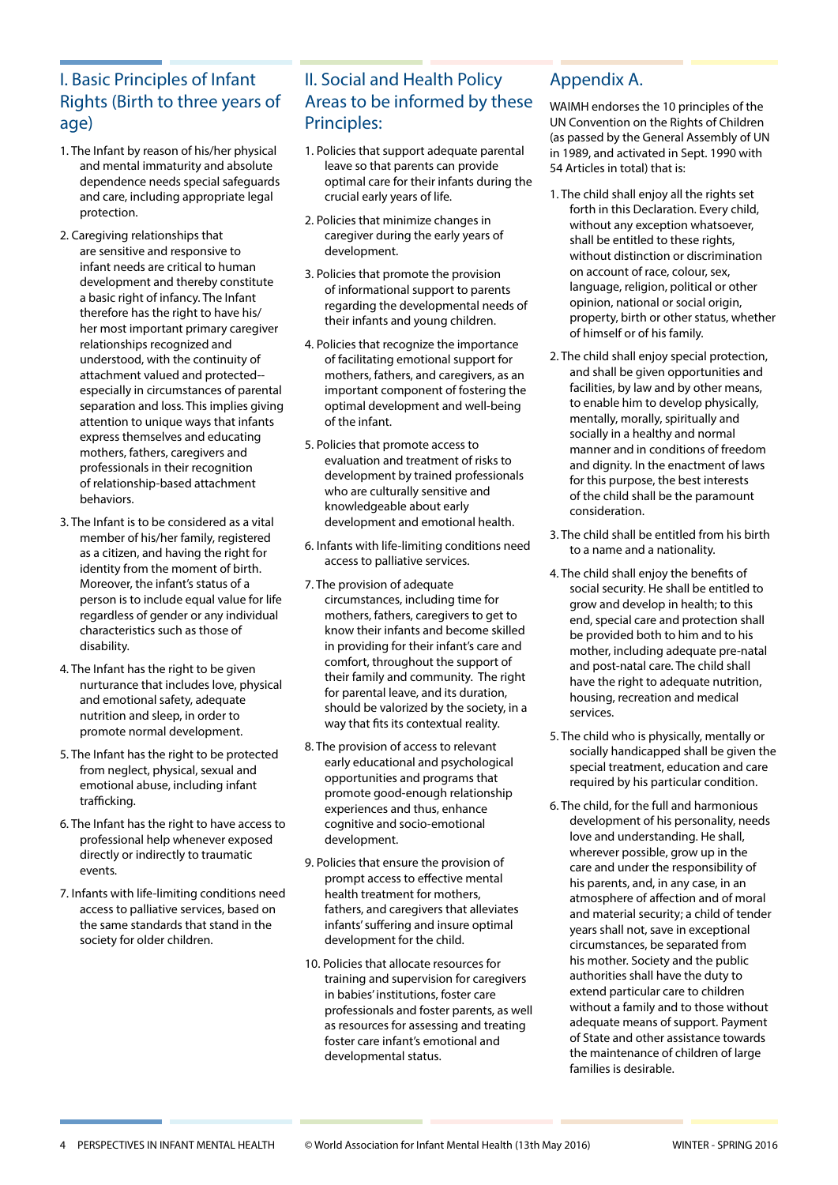## I. Basic Principles of Infant Rights (Birth to three years of age)

1. The Infant by reason of his/her physical and mental immaturity and absolute dependence needs special safeguards and care, including appropriate legal protection.
2. Caregiving relationships that are sensitive and responsive to infant needs are critical to human development and thereby constitute a basic right of infancy. The Infant therefore has the right to have his/her most important primary caregiver relationships recognized and understood, with the continuity of attachment valued and protected--especially in circumstances of parental separation and loss. This implies giving attention to unique ways that infants express themselves and educating mothers, fathers, caregivers and professionals in their recognition of relationship-based attachment behaviors.
3. The Infant is to be considered as a vital member of his/her family, registered as a citizen, and having the right for identity from the moment of birth. Moreover, the infant's status of a person is to include equal value for life regardless of gender or any individual characteristics such as those of disability.
4. The Infant has the right to be given nurturance that includes love, physical and emotional safety, adequate nutrition and sleep, in order to promote normal development.
5. The Infant has the right to be protected from neglect, physical, sexual and emotional abuse, including infant trafficking.
6. The Infant has the right to have access to professional help whenever exposed directly or indirectly to traumatic events.
7. Infants with life-limiting conditions need access to palliative services, based on the same standards that stand in the society for older children.

## II. Social and Health Policy Areas to be informed by these Principles:

1. Policies that support adequate parental leave so that parents can provide optimal care for their infants during the crucial early years of life.
2. Policies that minimize changes in caregiver during the early years of development.
3. Policies that promote the provision of informational support to parents regarding the developmental needs of their infants and young children.
4. Policies that recognize the importance of facilitating emotional support for mothers, fathers, and caregivers, as an important component of fostering the optimal development and well-being of the infant.
5. Policies that promote access to evaluation and treatment of risks to development by trained professionals who are culturally sensitive and knowledgeable about early development and emotional health.
6. Infants with life-limiting conditions need access to palliative services.
7. The provision of adequate circumstances, including time for mothers, fathers, caregivers to get to know their infants and become skilled in providing for their infant's care and comfort, throughout the support of their family and community. The right for parental leave, and its duration, should be valorized by the society, in a way that fits its contextual reality.
8. The provision of access to relevant early educational and psychological opportunities and programs that promote good-enough relationship experiences and thus, enhance cognitive and socio-emotional development.
9. Policies that ensure the provision of prompt access to effective mental health treatment for mothers, fathers, and caregivers that alleviates infants' suffering and insure optimal development for the child.
10. Policies that allocate resources for training and supervision for caregivers in babies' institutions, foster care professionals and foster parents, as well as resources for assessing and treating foster care infant's emotional and developmental status.

## Appendix A.

WAIMH endorses the 10 principles of the UN Convention on the Rights of Children (as passed by the General Assembly of UN in 1989, and activated in Sept. 1990 with 54 Articles in total) that is:

1. The child shall enjoy all the rights set forth in this Declaration. Every child, without any exception whatsoever, shall be entitled to these rights, without distinction or discrimination on account of race, colour, sex, language, religion, political or other opinion, national or social origin, property, birth or other status, whether of himself or of his family.
2. The child shall enjoy special protection, and shall be given opportunities and facilities, by law and by other means, to enable him to develop physically, mentally, morally, spiritually and socially in a healthy and normal manner and in conditions of freedom and dignity. In the enactment of laws for this purpose, the best interests of the child shall be the paramount consideration.
3. The child shall be entitled from his birth to a name and a nationality.
4. The child shall enjoy the benefits of social security. He shall be entitled to grow and develop in health; to this end, special care and protection shall be provided both to him and to his mother, including adequate pre-natal and post-natal care. The child shall have the right to adequate nutrition, housing, recreation and medical services.
5. The child who is physically, mentally or socially handicapped shall be given the special treatment, education and care required by his particular condition.
6. The child, for the full and harmonious development of his personality, needs love and understanding. He shall, wherever possible, grow up in the care and under the responsibility of his parents, and, in any case, in an atmosphere of affection and of moral and material security; a child of tender years shall not, save in exceptional circumstances, be separated from his mother. Society and the public authorities shall have the duty to extend particular care to children without a family and to those without adequate means of support. Payment of State and other assistance towards the maintenance of children of large families is desirable.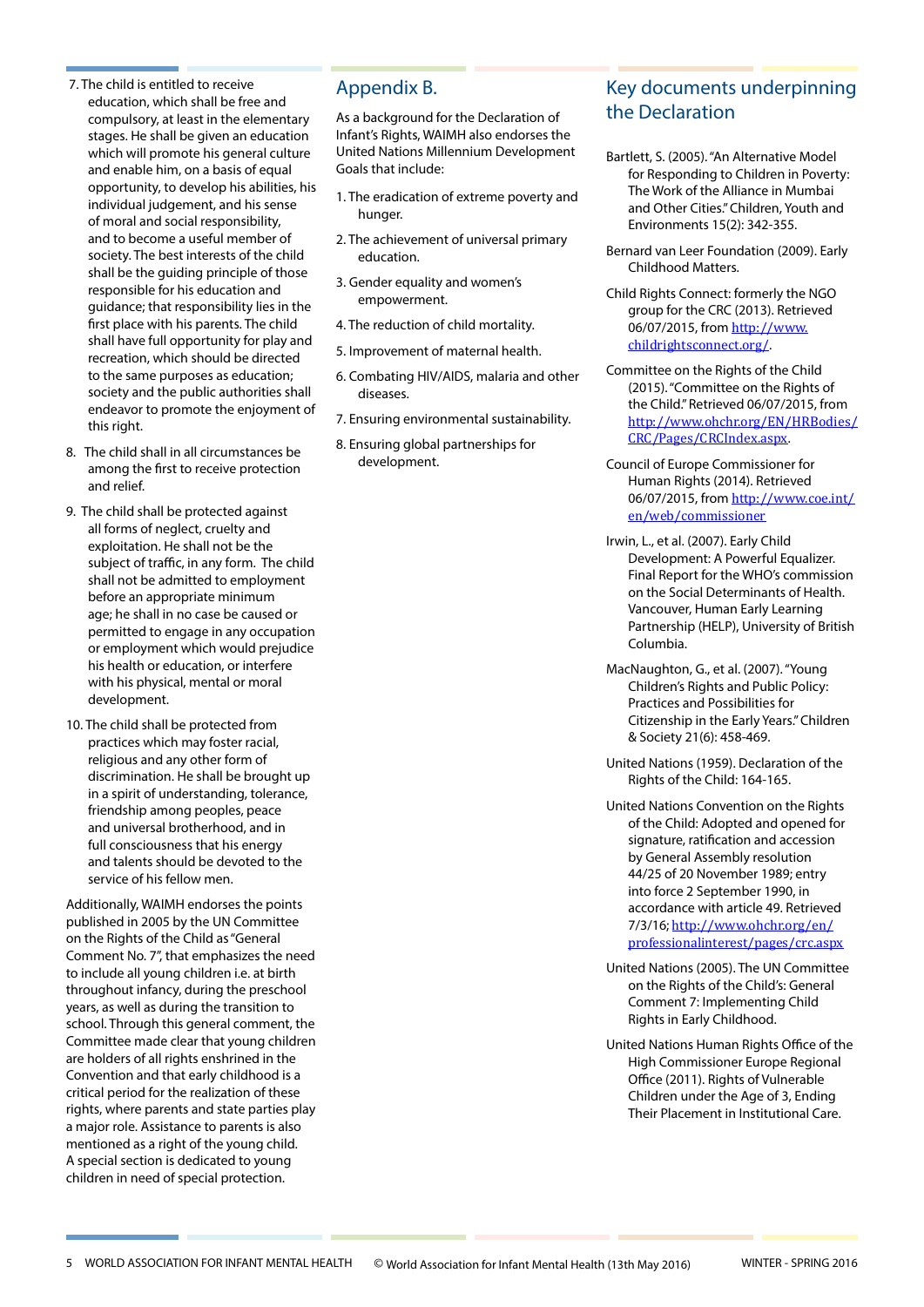7. The child is entitled to receive education, which shall be free and compulsory, at least in the elementary stages. He shall be given an education which will promote his general culture and enable him, on a basis of equal opportunity, to develop his abilities, his individual judgement, and his sense of moral and social responsibility, and to become a useful member of society. The best interests of the child shall be the guiding principle of those responsible for his education and guidance; that responsibility lies in the first place with his parents. The child shall have full opportunity for play and recreation, which should be directed to the same purposes as education; society and the public authorities shall endeavor to promote the enjoyment of this right.

8. The child shall in all circumstances be among the first to receive protection and relief.

9. The child shall be protected against all forms of neglect, cruelty and exploitation. He shall not be the subject of traffic, in any form. The child shall not be admitted to employment before an appropriate minimum age; he shall in no case be caused or permitted to engage in any occupation or employment which would prejudice his health or education, or interfere with his physical, mental or moral development.

10. The child shall be protected from practices which may foster racial, religious and any other form of discrimination. He shall be brought up in a spirit of understanding, tolerance, friendship among peoples, peace and universal brotherhood, and in full consciousness that his energy and talents should be devoted to the service of his fellow men.

Additionally, WAIMH endorses the points published in 2005 by the UN Committee on the Rights of the Child as "General Comment No. 7", that emphasizes the need to include all young children i.e. at birth throughout infancy, during the preschool years, as well as during the transition to school. Through this general comment, the Committee made clear that young children are holders of all rights enshrined in the Convention and that early childhood is a critical period for the realization of these rights, where parents and state parties play a major role. Assistance to parents is also mentioned as a right of the young child. A special section is dedicated to young children in need of special protection.

## Appendix B.

As a background for the Declaration of Infant's Rights, WAIMH also endorses the United Nations Millennium Development Goals that include:

1. The eradication of extreme poverty and hunger.
2. The achievement of universal primary education.
3. Gender equality and women's empowerment.
4. The reduction of child mortality.
5. Improvement of maternal health.
6. Combating HIV/AIDS, malaria and other diseases.
7. Ensuring environmental sustainability.
8. Ensuring global partnerships for development.

## Key documents underpinning the Declaration

Bartlett, S. (2005). "An Alternative Model for Responding to Children in Poverty: The Work of the Alliance in Mumbai and Other Cities." Children, Youth and Environments 15(2): 342-355.

Bernard van Leer Foundation (2009). Early Childhood Matters.

Child Rights Connect: formerly the NGO group for the CRC (2013). Retrieved 06/07/2015, from http://www.childrightsconnect.org/.

Committee on the Rights of the Child (2015). "Committee on the Rights of the Child." Retrieved 06/07/2015, from http://www.ohchr.org/EN/HRBodies/CRC/Pages/CRCIndex.aspx.

Council of Europe Commissioner for Human Rights (2014). Retrieved 06/07/2015, from http://www.coe.int/en/web/commissioner

Irwin, L., et al. (2007). Early Child Development: A Powerful Equalizer. Final Report for the WHO's commission on the Social Determinants of Health. Vancouver, Human Early Learning Partnership (HELP), University of British Columbia.

MacNaughton, G., et al. (2007). "Young Children's Rights and Public Policy: Practices and Possibilities for Citizenship in the Early Years." Children & Society 21(6): 458-469.

United Nations (1959). Declaration of the Rights of the Child: 164-165.

United Nations Convention on the Rights of the Child: Adopted and opened for signature, ratification and accession by General Assembly resolution 44/25 of 20 November 1989; entry into force 2 September 1990, in accordance with article 49. Retrieved 7/3/16; http://www.ohchr.org/en/professionalinterest/pages/crc.aspx

United Nations (2005). The UN Committee on the Rights of the Child's: General Comment 7: Implementing Child Rights in Early Childhood.

United Nations Human Rights Office of the High Commissioner Europe Regional Office (2011). Rights of Vulnerable Children under the Age of 3, Ending Their Placement in Institutional Care.

© World Association for Infant Mental Health (13th May 2016)